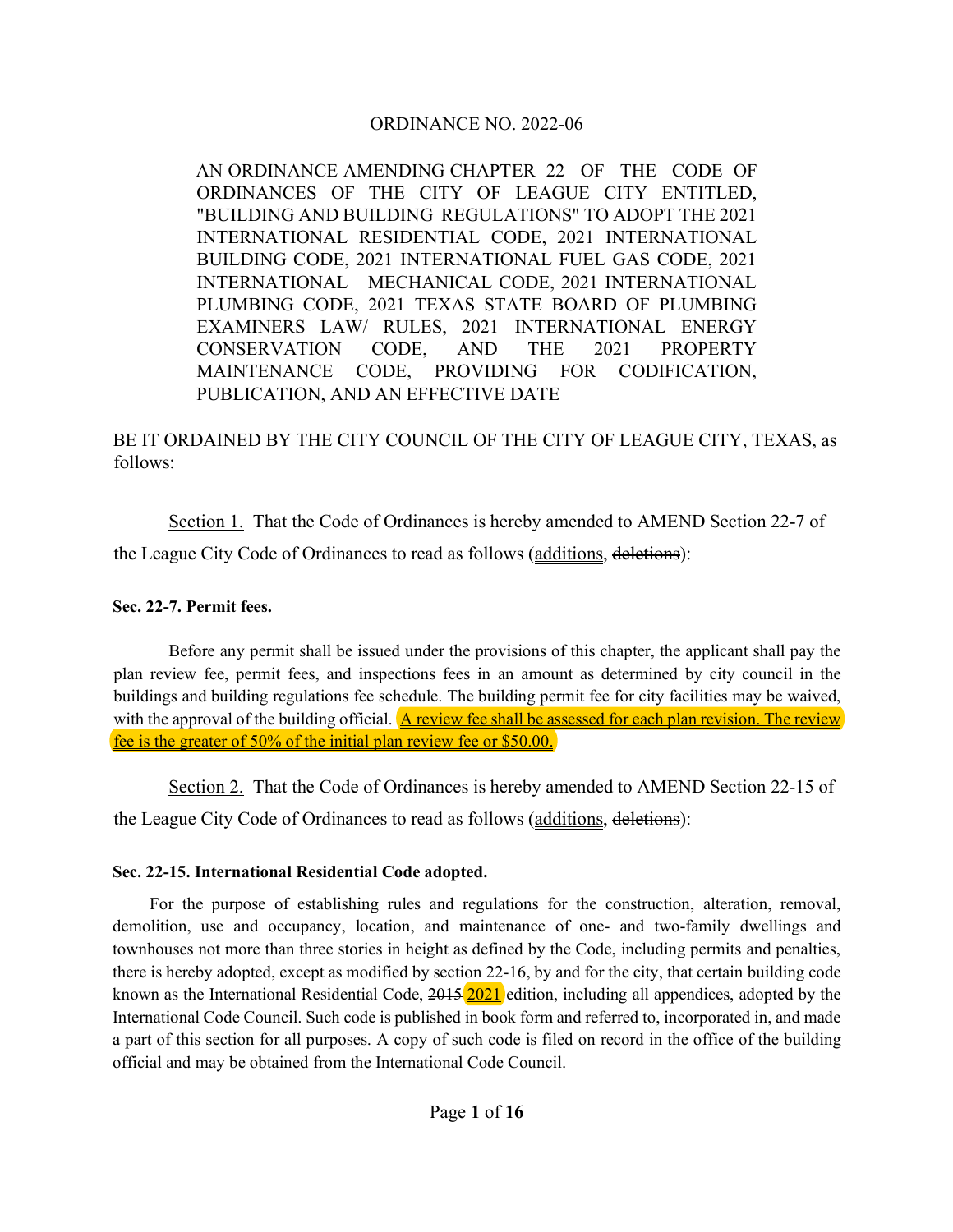ORDINANCE NO. 2022-06

AN ORDINANCE AMENDING CHAPTER 22 OF THE CODE OF ORDINANCES OF THE CITY OF LEAGUE CITY ENTITLED, "BUILDING AND BUILDING REGULATIONS" TO ADOPT THE 2021 INTERNATIONAL RESIDENTIAL CODE, 2021 INTERNATIONAL BUILDING CODE, 2021 INTERNATIONAL FUEL GAS CODE, 2021 INTERNATIONAL MECHANICAL CODE, 2021 INTERNATIONAL PLUMBING CODE, 2021 TEXAS STATE BOARD OF PLUMBING EXAMINERS LAW/ RULES, 2021 INTERNATIONAL ENERGY CONSERVATION CODE, AND THE 2021 PROPERTY MAINTENANCE CODE, PROVIDING FOR CODIFICATION, PUBLICATION, AND AN EFFECTIVE DATE

BE IT ORDAINED BY THE CITY COUNCIL OF THE CITY OF LEAGUE CITY, TEXAS, as follows:

<u>Section 1.</u> That the Code of Ordinances is hereby amended to AMEND Section 22-7 of the League City Code of Ordinances to read as follows (<u>additions</u>, ~~deletions~~):

**Sec. 22-7. Permit fees.**

Before any permit shall be issued under the provisions of this chapter, the applicant shall pay the plan review fee, permit fees, and inspections fees in an amount as determined by city council in the buildings and building regulations fee schedule. The building permit fee for city facilities may be waived, with the approval of the building official. <u>A review fee shall be assessed for each plan revision. The review fee is the greater of 50% of the initial plan review fee or $50.00.</u>

<u>Section 2.</u> That the Code of Ordinances is hereby amended to AMEND Section 22-15 of the League City Code of Ordinances to read as follows (<u>additions</u>, ~~deletions~~):

**Sec. 22-15. International Residential Code adopted.**

For the purpose of establishing rules and regulations for the construction, alteration, removal, demolition, use and occupancy, location, and maintenance of one- and two-family dwellings and townhouses not more than three stories in height as defined by the Code, including permits and penalties, there is hereby adopted, except as modified by section 22-16, by and for the city, that certain building code known as the International Residential Code, ~~2015~~ <u>2021</u> edition, including all appendices, adopted by the International Code Council. Such code is published in book form and referred to, incorporated in, and made a part of this section for all purposes. A copy of such code is filed on record in the office of the building official and may be obtained from the International Code Council.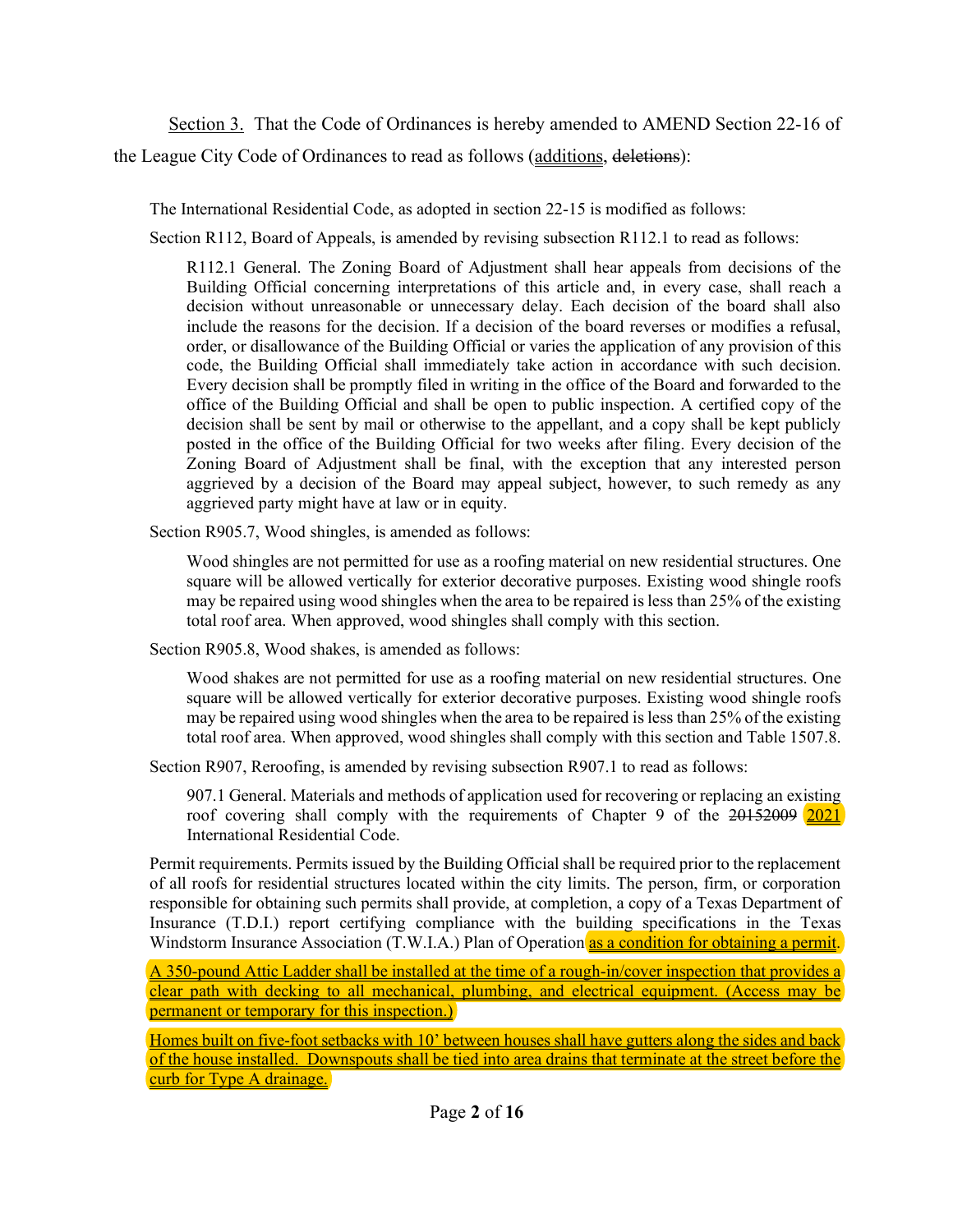Section 3. That the Code of Ordinances is hereby amended to AMEND Section 22-16 of the League City Code of Ordinances to read as follows (<u>additions</u>, ~~deletions~~):

The International Residential Code, as adopted in section 22-15 is modified as follows:

Section R112, Board of Appeals, is amended by revising subsection R112.1 to read as follows:

> R112.1 General. The Zoning Board of Adjustment shall hear appeals from decisions of the Building Official concerning interpretations of this article and, in every case, shall reach a decision without unreasonable or unnecessary delay. Each decision of the board shall also include the reasons for the decision. If a decision of the board reverses or modifies a refusal, order, or disallowance of the Building Official or varies the application of any provision of this code, the Building Official shall immediately take action in accordance with such decision. Every decision shall be promptly filed in writing in the office of the Board and forwarded to the office of the Building Official and shall be open to public inspection. A certified copy of the decision shall be sent by mail or otherwise to the appellant, and a copy shall be kept publicly posted in the office of the Building Official for two weeks after filing. Every decision of the Zoning Board of Adjustment shall be final, with the exception that any interested person aggrieved by a decision of the Board may appeal subject, however, to such remedy as any aggrieved party might have at law or in equity.

Section R905.7, Wood shingles, is amended as follows:

> Wood shingles are not permitted for use as a roofing material on new residential structures. One square will be allowed vertically for exterior decorative purposes. Existing wood shingle roofs may be repaired using wood shingles when the area to be repaired is less than 25% of the existing total roof area. When approved, wood shingles shall comply with this section.

Section R905.8, Wood shakes, is amended as follows:

> Wood shakes are not permitted for use as a roofing material on new residential structures. One square will be allowed vertically for exterior decorative purposes. Existing wood shingle roofs may be repaired using wood shingles when the area to be repaired is less than 25% of the existing total roof area. When approved, wood shingles shall comply with this section and Table 1507.8.

Section R907, Reroofing, is amended by revising subsection R907.1 to read as follows:

> 907.1 General. Materials and methods of application used for recovering or replacing an existing roof covering shall comply with the requirements of Chapter 9 of the ~~2015~~~~2009~~ <u>2021</u> International Residential Code.

Permit requirements. Permits issued by the Building Official shall be required prior to the replacement of all roofs for residential structures located within the city limits. The person, firm, or corporation responsible for obtaining such permits shall provide, at completion, a copy of a Texas Department of Insurance (T.D.I.) report certifying compliance with the building specifications in the Texas Windstorm Insurance Association (T.W.I.A.) Plan of Operation <u>as a condition for obtaining a permit</u>.

<u>A 350-pound Attic Ladder shall be installed at the time of a rough-in/cover inspection that provides a clear path with decking to all mechanical, plumbing, and electrical equipment. (Access may be permanent or temporary for this inspection.)</u>

<u>Homes built on five-foot setbacks with 10' between houses shall have gutters along the sides and back of the house installed. Downspouts shall be tied into area drains that terminate at the street before the curb for Type A drainage.</u>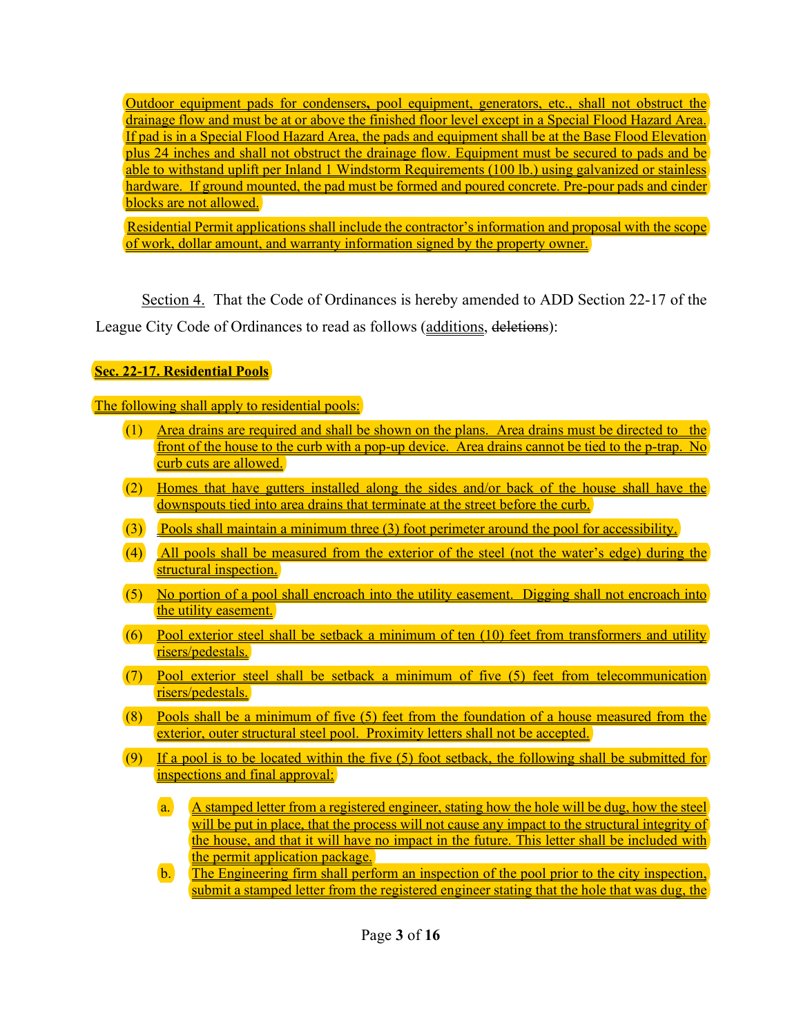Outdoor equipment pads for condensers, pool equipment, generators, etc., shall not obstruct the drainage flow and must be at or above the finished floor level except in a Special Flood Hazard Area. If pad is in a Special Flood Hazard Area, the pads and equipment shall be at the Base Flood Elevation plus 24 inches and shall not obstruct the drainage flow. Equipment must be secured to pads and be able to withstand uplift per Inland 1 Windstorm Requirements (100 lb.) using galvanized or stainless hardware. If ground mounted, the pad must be formed and poured concrete. Pre-pour pads and cinder blocks are not allowed.

Residential Permit applications shall include the contractor's information and proposal with the scope of work, dollar amount, and warranty information signed by the property owner.

Section 4. That the Code of Ordinances is hereby amended to ADD Section 22-17 of the League City Code of Ordinances to read as follows (additions, ~~deletions~~):

**Sec. 22-17. Residential Pools**

The following shall apply to residential pools:

(1) Area drains are required and shall be shown on the plans. Area drains must be directed to the front of the house to the curb with a pop-up device. Area drains cannot be tied to the p-trap. No curb cuts are allowed.

(2) Homes that have gutters installed along the sides and/or back of the house shall have the downspouts tied into area drains that terminate at the street before the curb.

(3) Pools shall maintain a minimum three (3) foot perimeter around the pool for accessibility.

(4) All pools shall be measured from the exterior of the steel (not the water's edge) during the structural inspection.

(5) No portion of a pool shall encroach into the utility easement. Digging shall not encroach into the utility easement.

(6) Pool exterior steel shall be setback a minimum of ten (10) feet from transformers and utility risers/pedestals.

(7) Pool exterior steel shall be setback a minimum of five (5) feet from telecommunication risers/pedestals.

(8) Pools shall be a minimum of five (5) feet from the foundation of a house measured from the exterior, outer structural steel pool. Proximity letters shall not be accepted.

(9) If a pool is to be located within the five (5) foot setback, the following shall be submitted for inspections and final approval:

   a. A stamped letter from a registered engineer, stating how the hole will be dug, how the steel will be put in place, that the process will not cause any impact to the structural integrity of the house, and that it will have no impact in the future. This letter shall be included with the permit application package.

   b. The Engineering firm shall perform an inspection of the pool prior to the city inspection, submit a stamped letter from the registered engineer stating that the hole that was dug, the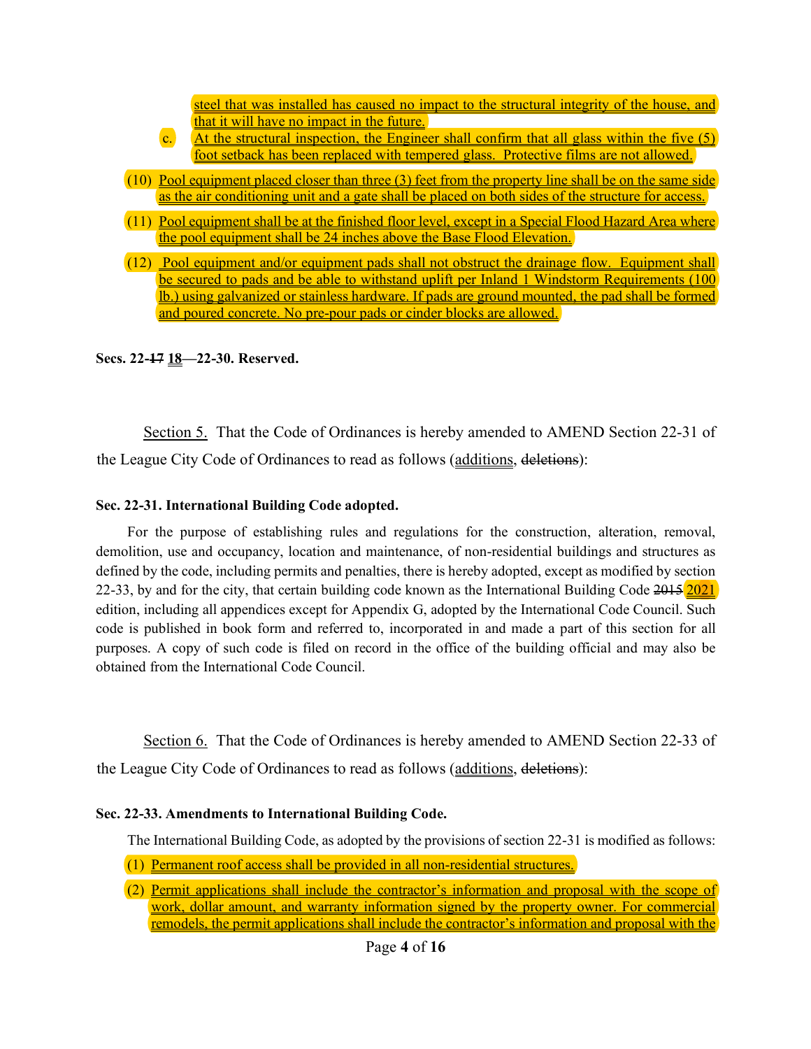steel that was installed has caused no impact to the structural integrity of the house, and that it will have no impact in the future.

c. At the structural inspection, the Engineer shall confirm that all glass within the five (5) foot setback has been replaced with tempered glass. Protective films are not allowed.

(10) Pool equipment placed closer than three (3) feet from the property line shall be on the same side as the air conditioning unit and a gate shall be placed on both sides of the structure for access.

(11) Pool equipment shall be at the finished floor level, except in a Special Flood Hazard Area where the pool equipment shall be 24 inches above the Base Flood Elevation.

(12) Pool equipment and/or equipment pads shall not obstruct the drainage flow. Equipment shall be secured to pads and be able to withstand uplift per Inland 1 Windstorm Requirements (100 lb.) using galvanized or stainless hardware. If pads are ground mounted, the pad shall be formed and poured concrete. No pre-pour pads or cinder blocks are allowed.

**Secs. 22-~~17~~ 18—22-30. Reserved.**

Section 5. That the Code of Ordinances is hereby amended to AMEND Section 22-31 of the League City Code of Ordinances to read as follows (additions, ~~deletions~~):

**Sec. 22-31. International Building Code adopted.**

For the purpose of establishing rules and regulations for the construction, alteration, removal, demolition, use and occupancy, location and maintenance, of non-residential buildings and structures as defined by the code, including permits and penalties, there is hereby adopted, except as modified by section 22-33, by and for the city, that certain building code known as the International Building Code ~~2015~~ 2021 edition, including all appendices except for Appendix G, adopted by the International Code Council. Such code is published in book form and referred to, incorporated in and made a part of this section for all purposes. A copy of such code is filed on record in the office of the building official and may also be obtained from the International Code Council.

Section 6. That the Code of Ordinances is hereby amended to AMEND Section 22-33 of the League City Code of Ordinances to read as follows (additions, ~~deletions~~):

**Sec. 22-33. Amendments to International Building Code.**

The International Building Code, as adopted by the provisions of section 22-31 is modified as follows:

(1) Permanent roof access shall be provided in all non-residential structures.

(2) Permit applications shall include the contractor's information and proposal with the scope of work, dollar amount, and warranty information signed by the property owner. For commercial remodels, the permit applications shall include the contractor's information and proposal with the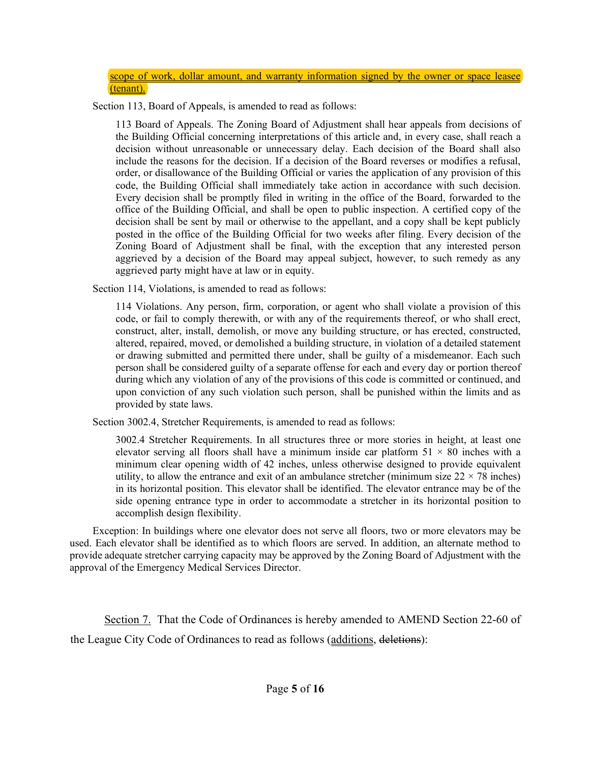scope of work, dollar amount, and warranty information signed by the owner or space leasee (tenant).

Section 113, Board of Appeals, is amended to read as follows:

> 113 Board of Appeals. The Zoning Board of Adjustment shall hear appeals from decisions of the Building Official concerning interpretations of this article and, in every case, shall reach a decision without unreasonable or unnecessary delay. Each decision of the Board shall also include the reasons for the decision. If a decision of the Board reverses or modifies a refusal, order, or disallowance of the Building Official or varies the application of any provision of this code, the Building Official shall immediately take action in accordance with such decision. Every decision shall be promptly filed in writing in the office of the Board, forwarded to the office of the Building Official, and shall be open to public inspection. A certified copy of the decision shall be sent by mail or otherwise to the appellant, and a copy shall be kept publicly posted in the office of the Building Official for two weeks after filing. Every decision of the Zoning Board of Adjustment shall be final, with the exception that any interested person aggrieved by a decision of the Board may appeal subject, however, to such remedy as any aggrieved party might have at law or in equity.

Section 114, Violations, is amended to read as follows:

> 114 Violations. Any person, firm, corporation, or agent who shall violate a provision of this code, or fail to comply therewith, or with any of the requirements thereof, or who shall erect, construct, alter, install, demolish, or move any building structure, or has erected, constructed, altered, repaired, moved, or demolished a building structure, in violation of a detailed statement or drawing submitted and permitted there under, shall be guilty of a misdemeanor. Each such person shall be considered guilty of a separate offense for each and every day or portion thereof during which any violation of any of the provisions of this code is committed or continued, and upon conviction of any such violation such person, shall be punished within the limits and as provided by state laws.

Section 3002.4, Stretcher Requirements, is amended to read as follows:

> 3002.4 Stretcher Requirements. In all structures three or more stories in height, at least one elevator serving all floors shall have a minimum inside car platform 51 × 80 inches with a minimum clear opening width of 42 inches, unless otherwise designed to provide equivalent utility, to allow the entrance and exit of an ambulance stretcher (minimum size 22 × 78 inches) in its horizontal position. This elevator shall be identified. The elevator entrance may be of the side opening entrance type in order to accommodate a stretcher in its horizontal position to accomplish design flexibility.

Exception: In buildings where one elevator does not serve all floors, two or more elevators may be used. Each elevator shall be identified as to which floors are served. In addition, an alternate method to provide adequate stretcher carrying capacity may be approved by the Zoning Board of Adjustment with the approval of the Emergency Medical Services Director.

Section 7. That the Code of Ordinances is hereby amended to AMEND Section 22-60 of the League City Code of Ordinances to read as follows (additions, ~~deletions~~):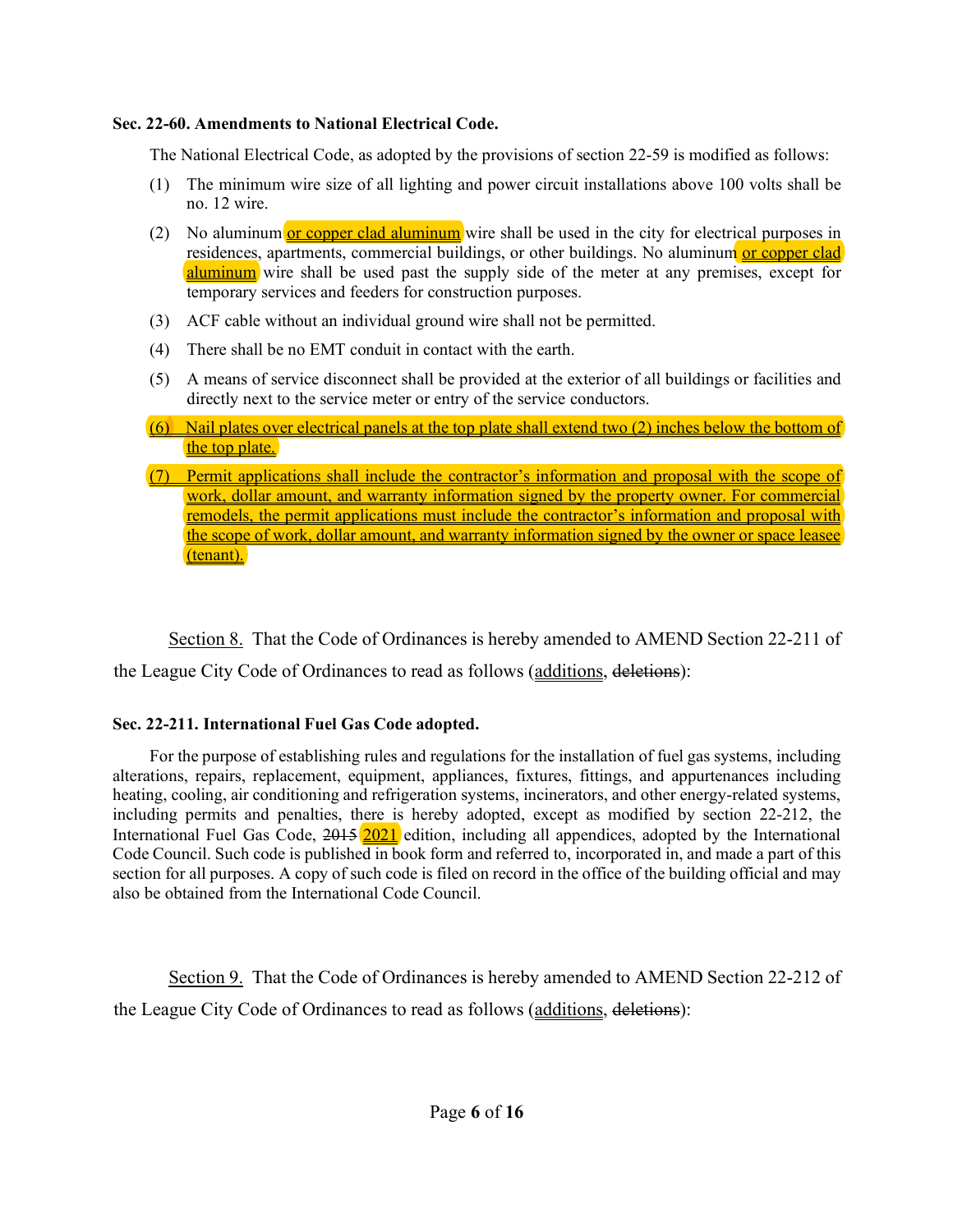**Sec. 22-60. Amendments to National Electrical Code.**

The National Electrical Code, as adopted by the provisions of section 22-59 is modified as follows:

(1) The minimum wire size of all lighting and power circuit installations above 100 volts shall be no. 12 wire.

(2) No aluminum <u>or copper clad aluminum</u> wire shall be used in the city for electrical purposes in residences, apartments, commercial buildings, or other buildings. No aluminum <u>or copper clad aluminum</u> wire shall be used past the supply side of the meter at any premises, except for temporary services and feeders for construction purposes.

(3) ACF cable without an individual ground wire shall not be permitted.

(4) There shall be no EMT conduit in contact with the earth.

(5) A means of service disconnect shall be provided at the exterior of all buildings or facilities and directly next to the service meter or entry of the service conductors.

<u>(6) Nail plates over electrical panels at the top plate shall extend two (2) inches below the bottom of the top plate.</u>

<u>(7) Permit applications shall include the contractor's information and proposal with the scope of work, dollar amount, and warranty information signed by the property owner. For commercial remodels, the permit applications must include the contractor's information and proposal with the scope of work, dollar amount, and warranty information signed by the owner or space leasee (tenant).</u>

<u>Section 8.</u> That the Code of Ordinances is hereby amended to AMEND Section 22-211 of the League City Code of Ordinances to read as follows (<u>additions</u>, ~~deletions~~):

**Sec. 22-211. International Fuel Gas Code adopted.**

For the purpose of establishing rules and regulations for the installation of fuel gas systems, including alterations, repairs, replacement, equipment, appliances, fixtures, fittings, and appurtenances including heating, cooling, air conditioning and refrigeration systems, incinerators, and other energy-related systems, including permits and penalties, there is hereby adopted, except as modified by section 22-212, the International Fuel Gas Code, ~~2015~~ <u>2021</u> edition, including all appendices, adopted by the International Code Council. Such code is published in book form and referred to, incorporated in, and made a part of this section for all purposes. A copy of such code is filed on record in the office of the building official and may also be obtained from the International Code Council.

<u>Section 9.</u> That the Code of Ordinances is hereby amended to AMEND Section 22-212 of the League City Code of Ordinances to read as follows (<u>additions</u>, ~~deletions~~):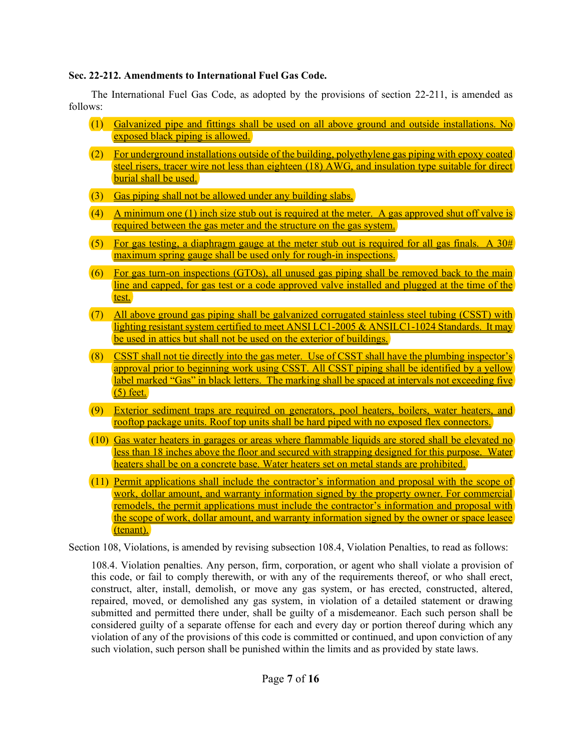**Sec. 22-212. Amendments to International Fuel Gas Code.**

The International Fuel Gas Code, as adopted by the provisions of section 22-211, is amended as follows:

(1) Galvanized pipe and fittings shall be used on all above ground and outside installations. No exposed black piping is allowed.

(2) For underground installations outside of the building, polyethylene gas piping with epoxy coated steel risers, tracer wire not less than eighteen (18) AWG, and insulation type suitable for direct burial shall be used.

(3) Gas piping shall not be allowed under any building slabs.

(4) A minimum one (1) inch size stub out is required at the meter. A gas approved shut off valve is required between the gas meter and the structure on the gas system.

(5) For gas testing, a diaphragm gauge at the meter stub out is required for all gas finals. A 30# maximum spring gauge shall be used only for rough-in inspections.

(6) For gas turn-on inspections (GTOs), all unused gas piping shall be removed back to the main line and capped, for gas test or a code approved valve installed and plugged at the time of the test.

(7) All above ground gas piping shall be galvanized corrugated stainless steel tubing (CSST) with lighting resistant system certified to meet ANSI LC1-2005 & ANSILC1-1024 Standards. It may be used in attics but shall not be used on the exterior of buildings.

(8) CSST shall not tie directly into the gas meter. Use of CSST shall have the plumbing inspector's approval prior to beginning work using CSST. All CSST piping shall be identified by a yellow label marked "Gas" in black letters. The marking shall be spaced at intervals not exceeding five (5) feet.

(9) Exterior sediment traps are required on generators, pool heaters, boilers, water heaters, and rooftop package units. Roof top units shall be hard piped with no exposed flex connectors.

(10) Gas water heaters in garages or areas where flammable liquids are stored shall be elevated no less than 18 inches above the floor and secured with strapping designed for this purpose. Water heaters shall be on a concrete base. Water heaters set on metal stands are prohibited.

(11) Permit applications shall include the contractor's information and proposal with the scope of work, dollar amount, and warranty information signed by the property owner. For commercial remodels, the permit applications must include the contractor's information and proposal with the scope of work, dollar amount, and warranty information signed by the owner or space leasee (tenant).

Section 108, Violations, is amended by revising subsection 108.4, Violation Penalties, to read as follows:

108.4. Violation penalties. Any person, firm, corporation, or agent who shall violate a provision of this code, or fail to comply therewith, or with any of the requirements thereof, or who shall erect, construct, alter, install, demolish, or move any gas system, or has erected, constructed, altered, repaired, moved, or demolished any gas system, in violation of a detailed statement or drawing submitted and permitted there under, shall be guilty of a misdemeanor. Each such person shall be considered guilty of a separate offense for each and every day or portion thereof during which any violation of any of the provisions of this code is committed or continued, and upon conviction of any such violation, such person shall be punished within the limits and as provided by state laws.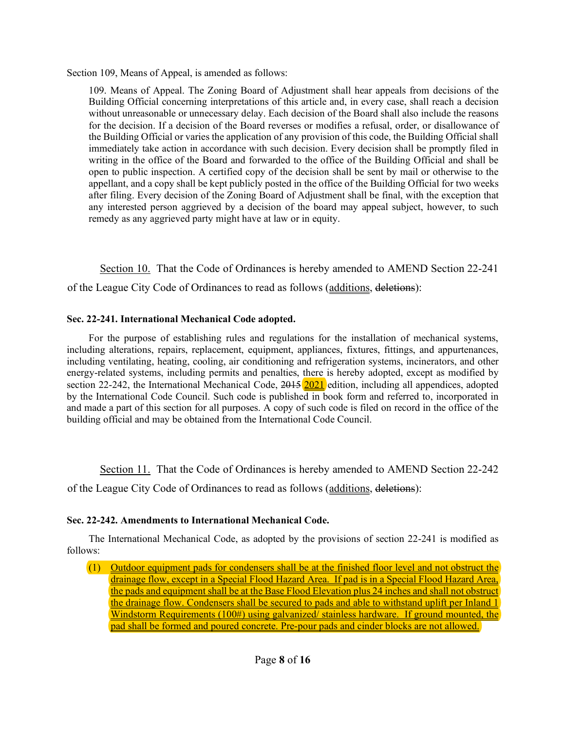Section 109, Means of Appeal, is amended as follows:

> 109. Means of Appeal. The Zoning Board of Adjustment shall hear appeals from decisions of the Building Official concerning interpretations of this article and, in every case, shall reach a decision without unreasonable or unnecessary delay. Each decision of the Board shall also include the reasons for the decision. If a decision of the Board reverses or modifies a refusal, order, or disallowance of the Building Official or varies the application of any provision of this code, the Building Official shall immediately take action in accordance with such decision. Every decision shall be promptly filed in writing in the office of the Board and forwarded to the office of the Building Official and shall be open to public inspection. A certified copy of the decision shall be sent by mail or otherwise to the appellant, and a copy shall be kept publicly posted in the office of the Building Official for two weeks after filing. Every decision of the Zoning Board of Adjustment shall be final, with the exception that any interested person aggrieved by a decision of the board may appeal subject, however, to such remedy as any aggrieved party might have at law or in equity.

<u>Section 10.</u> That the Code of Ordinances is hereby amended to AMEND Section 22-241 of the League City Code of Ordinances to read as follows (<u>additions</u>, ~~deletions~~):

**Sec. 22-241. International Mechanical Code adopted.**

For the purpose of establishing rules and regulations for the installation of mechanical systems, including alterations, repairs, replacement, equipment, appliances, fixtures, fittings, and appurtenances, including ventilating, heating, cooling, air conditioning and refrigeration systems, incinerators, and other energy-related systems, including permits and penalties, there is hereby adopted, except as modified by section 22-242, the International Mechanical Code, ~~2015~~ <u>2021</u> edition, including all appendices, adopted by the International Code Council. Such code is published in book form and referred to, incorporated in and made a part of this section for all purposes. A copy of such code is filed on record in the office of the building official and may be obtained from the International Code Council.

<u>Section 11.</u> That the Code of Ordinances is hereby amended to AMEND Section 22-242 of the League City Code of Ordinances to read as follows (<u>additions</u>, ~~deletions~~):

**Sec. 22-242. Amendments to International Mechanical Code.**

The International Mechanical Code, as adopted by the provisions of section 22-241 is modified as follows:

(1) <u>Outdoor equipment pads for condensers shall be at the finished floor level and not obstruct the drainage flow, except in a Special Flood Hazard Area. If pad is in a Special Flood Hazard Area, the pads and equipment shall be at the Base Flood Elevation plus 24 inches and shall not obstruct the drainage flow. Condensers shall be secured to pads and able to withstand uplift per Inland 1 Windstorm Requirements (100#) using galvanized/ stainless hardware. If ground mounted, the pad shall be formed and poured concrete. Pre-pour pads and cinder blocks are not allowed.</u>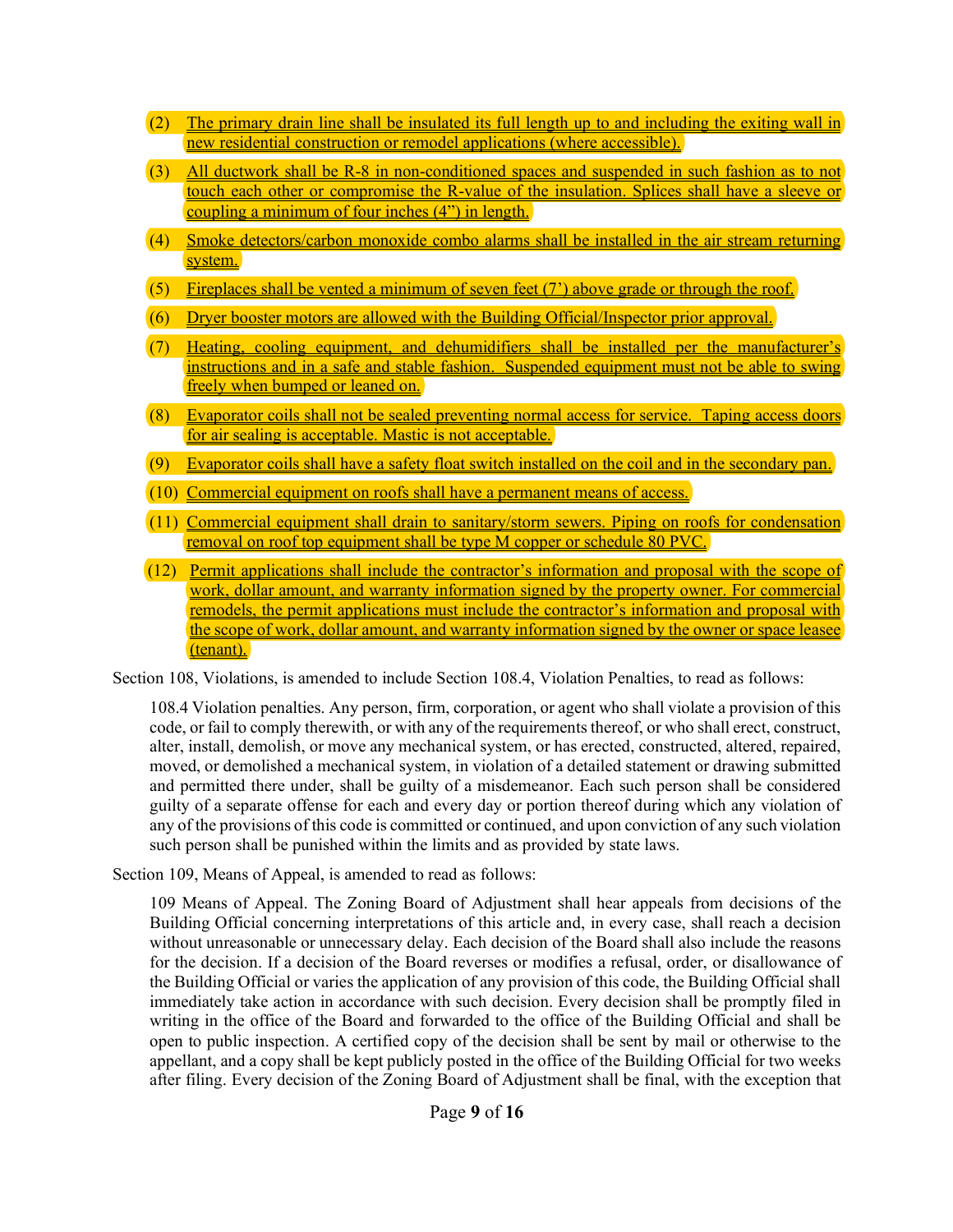(2) The primary drain line shall be insulated its full length up to and including the exiting wall in new residential construction or remodel applications (where accessible).

(3) All ductwork shall be R-8 in non-conditioned spaces and suspended in such fashion as to not touch each other or compromise the R-value of the insulation. Splices shall have a sleeve or coupling a minimum of four inches (4") in length.

(4) Smoke detectors/carbon monoxide combo alarms shall be installed in the air stream returning system.

(5) Fireplaces shall be vented a minimum of seven feet (7') above grade or through the roof.

(6) Dryer booster motors are allowed with the Building Official/Inspector prior approval.

(7) Heating, cooling equipment, and dehumidifiers shall be installed per the manufacturer's instructions and in a safe and stable fashion. Suspended equipment must not be able to swing freely when bumped or leaned on.

(8) Evaporator coils shall not be sealed preventing normal access for service. Taping access doors for air sealing is acceptable. Mastic is not acceptable.

(9) Evaporator coils shall have a safety float switch installed on the coil and in the secondary pan.

(10) Commercial equipment on roofs shall have a permanent means of access.

(11) Commercial equipment shall drain to sanitary/storm sewers. Piping on roofs for condensation removal on roof top equipment shall be type M copper or schedule 80 PVC.

(12) Permit applications shall include the contractor's information and proposal with the scope of work, dollar amount, and warranty information signed by the property owner. For commercial remodels, the permit applications must include the contractor's information and proposal with the scope of work, dollar amount, and warranty information signed by the owner or space leasee (tenant).

Section 108, Violations, is amended to include Section 108.4, Violation Penalties, to read as follows:

> 108.4 Violation penalties. Any person, firm, corporation, or agent who shall violate a provision of this code, or fail to comply therewith, or with any of the requirements thereof, or who shall erect, construct, alter, install, demolish, or move any mechanical system, or has erected, constructed, altered, repaired, moved, or demolished a mechanical system, in violation of a detailed statement or drawing submitted and permitted there under, shall be guilty of a misdemeanor. Each such person shall be considered guilty of a separate offense for each and every day or portion thereof during which any violation of any of the provisions of this code is committed or continued, and upon conviction of any such violation such person shall be punished within the limits and as provided by state laws.

Section 109, Means of Appeal, is amended to read as follows:

> 109 Means of Appeal. The Zoning Board of Adjustment shall hear appeals from decisions of the Building Official concerning interpretations of this article and, in every case, shall reach a decision without unreasonable or unnecessary delay. Each decision of the Board shall also include the reasons for the decision. If a decision of the Board reverses or modifies a refusal, order, or disallowance of the Building Official or varies the application of any provision of this code, the Building Official shall immediately take action in accordance with such decision. Every decision shall be promptly filed in writing in the office of the Board and forwarded to the office of the Building Official and shall be open to public inspection. A certified copy of the decision shall be sent by mail or otherwise to the appellant, and a copy shall be kept publicly posted in the office of the Building Official for two weeks after filing. Every decision of the Zoning Board of Adjustment shall be final, with the exception that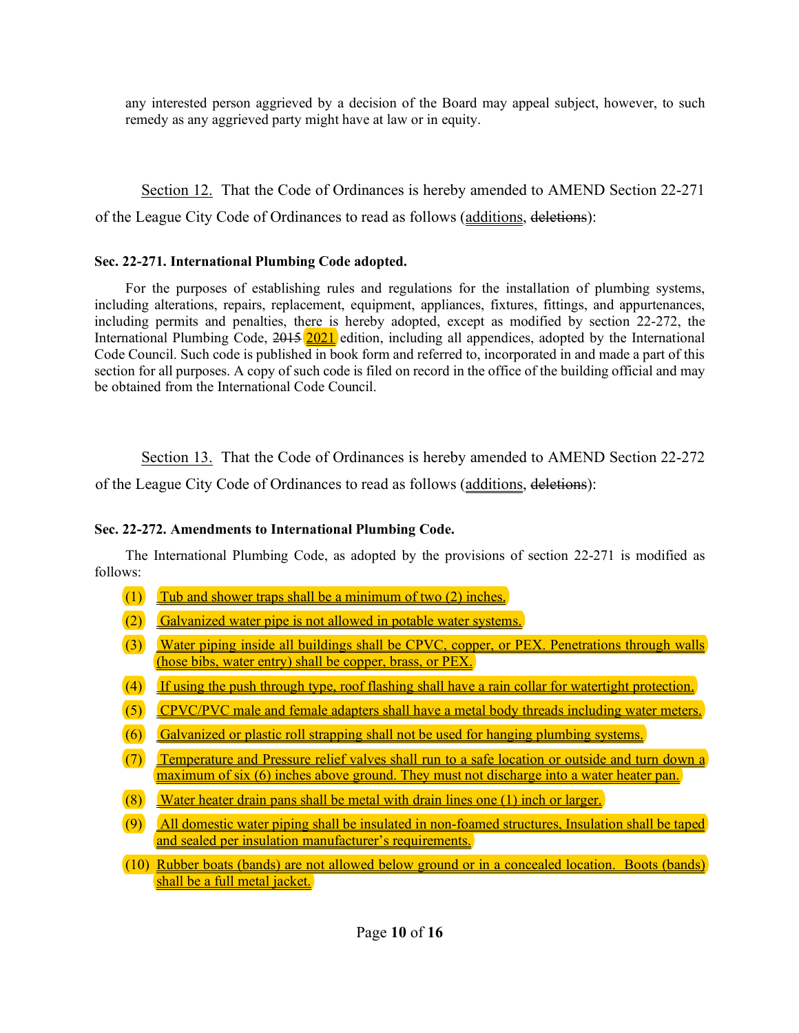any interested person aggrieved by a decision of the Board may appeal subject, however, to such remedy as any aggrieved party might have at law or in equity.

<u>Section 12.</u> That the Code of Ordinances is hereby amended to AMEND Section 22-271 of the League City Code of Ordinances to read as follows (<u>additions</u>, ~~deletions~~):

**Sec. 22-271. International Plumbing Code adopted.**

For the purposes of establishing rules and regulations for the installation of plumbing systems, including alterations, repairs, replacement, equipment, appliances, fixtures, fittings, and appurtenances, including permits and penalties, there is hereby adopted, except as modified by section 22-272, the International Plumbing Code, ~~2015~~ <u>2021</u> edition, including all appendices, adopted by the International Code Council. Such code is published in book form and referred to, incorporated in and made a part of this section for all purposes. A copy of such code is filed on record in the office of the building official and may be obtained from the International Code Council.

<u>Section 13.</u> That the Code of Ordinances is hereby amended to AMEND Section 22-272 of the League City Code of Ordinances to read as follows (<u>additions</u>, ~~deletions~~):

**Sec. 22-272. Amendments to International Plumbing Code.**

The International Plumbing Code, as adopted by the provisions of section 22-271 is modified as follows:

(1) <u>Tub and shower traps shall be a minimum of two (2) inches.</u>

(2) <u>Galvanized water pipe is not allowed in potable water systems.</u>

(3) <u>Water piping inside all buildings shall be CPVC, copper, or PEX. Penetrations through walls (hose bibs, water entry) shall be copper, brass, or PEX.</u>

(4) <u>If using the push through type, roof flashing shall have a rain collar for watertight protection.</u>

(5) <u>CPVC/PVC male and female adapters shall have a metal body threads including water meters.</u>

(6) <u>Galvanized or plastic roll strapping shall not be used for hanging plumbing systems.</u>

(7) <u>Temperature and Pressure relief valves shall run to a safe location or outside and turn down a maximum of six (6) inches above ground. They must not discharge into a water heater pan.</u>

(8) <u>Water heater drain pans shall be metal with drain lines one (1) inch or larger.</u>

(9) <u>All domestic water piping shall be insulated in non-foamed structures, Insulation shall be taped and sealed per insulation manufacturer's requirements.</u>

(10) <u>Rubber boats (bands) are not allowed below ground or in a concealed location. Boots (bands) shall be a full metal jacket.</u>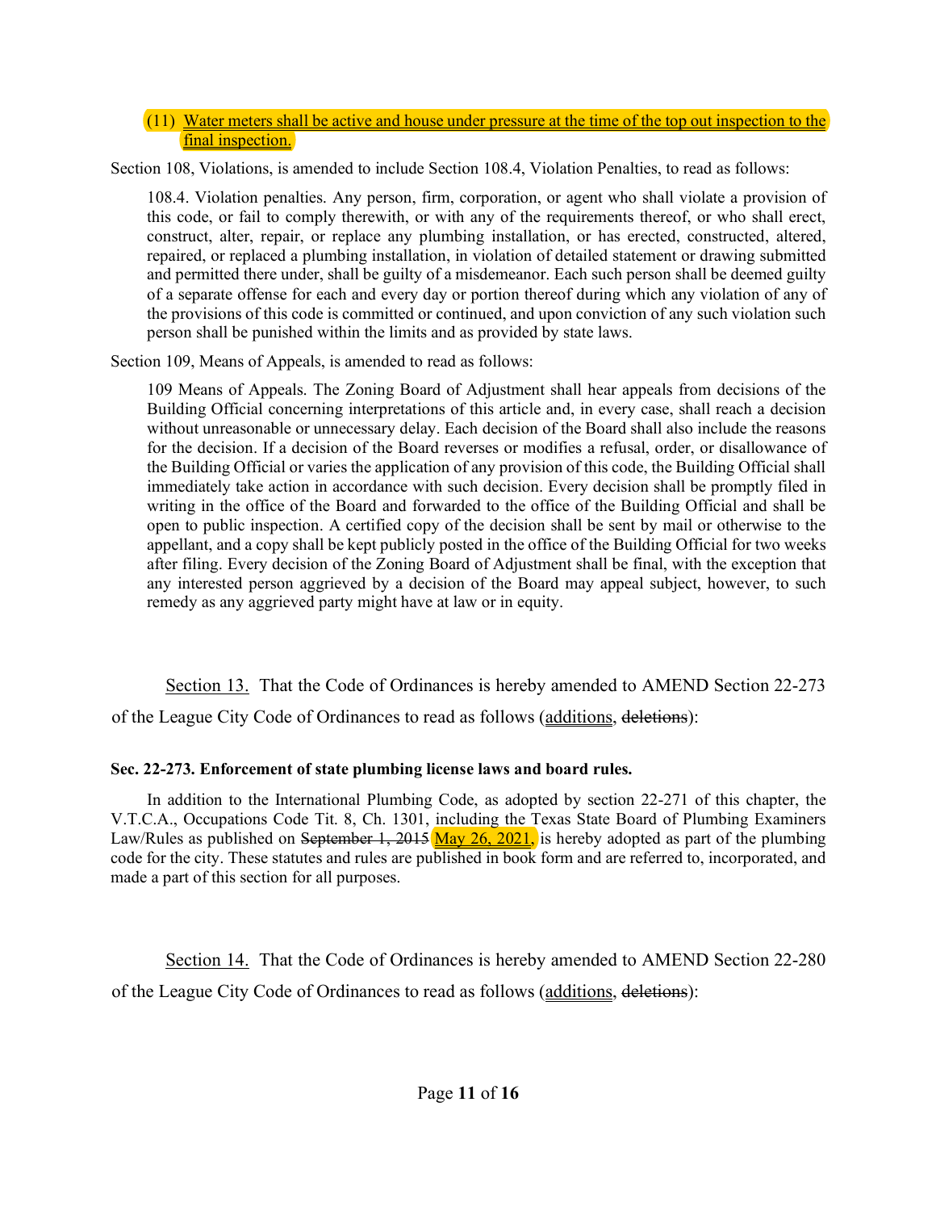(11) <u>Water meters shall be active and house under pressure at the time of the top out inspection to the final inspection.</u>

Section 108, Violations, is amended to include Section 108.4, Violation Penalties, to read as follows:

> 108.4. Violation penalties. Any person, firm, corporation, or agent who shall violate a provision of this code, or fail to comply therewith, or with any of the requirements thereof, or who shall erect, construct, alter, repair, or replace any plumbing installation, or has erected, constructed, altered, repaired, or replaced a plumbing installation, in violation of detailed statement or drawing submitted and permitted there under, shall be guilty of a misdemeanor. Each such person shall be deemed guilty of a separate offense for each and every day or portion thereof during which any violation of any of the provisions of this code is committed or continued, and upon conviction of any such violation such person shall be punished within the limits and as provided by state laws.

Section 109, Means of Appeals, is amended to read as follows:

> 109 Means of Appeals. The Zoning Board of Adjustment shall hear appeals from decisions of the Building Official concerning interpretations of this article and, in every case, shall reach a decision without unreasonable or unnecessary delay. Each decision of the Board shall also include the reasons for the decision. If a decision of the Board reverses or modifies a refusal, order, or disallowance of the Building Official or varies the application of any provision of this code, the Building Official shall immediately take action in accordance with such decision. Every decision shall be promptly filed in writing in the office of the Board and forwarded to the office of the Building Official and shall be open to public inspection. A certified copy of the decision shall be sent by mail or otherwise to the appellant, and a copy shall be kept publicly posted in the office of the Building Official for two weeks after filing. Every decision of the Zoning Board of Adjustment shall be final, with the exception that any interested person aggrieved by a decision of the Board may appeal subject, however, to such remedy as any aggrieved party might have at law or in equity.

<u>Section 13.</u> That the Code of Ordinances is hereby amended to AMEND Section 22-273 of the League City Code of Ordinances to read as follows (<u>additions</u>, ~~deletions~~):

**Sec. 22-273. Enforcement of state plumbing license laws and board rules.**

In addition to the International Plumbing Code, as adopted by section 22-271 of this chapter, the V.T.C.A., Occupations Code Tit. 8, Ch. 1301, including the Texas State Board of Plumbing Examiners Law/Rules as published on ~~September 1, 2015~~ <u>May 26, 2021,</u> is hereby adopted as part of the plumbing code for the city. These statutes and rules are published in book form and are referred to, incorporated, and made a part of this section for all purposes.

<u>Section 14.</u> That the Code of Ordinances is hereby amended to AMEND Section 22-280 of the League City Code of Ordinances to read as follows (<u>additions</u>, ~~deletions~~):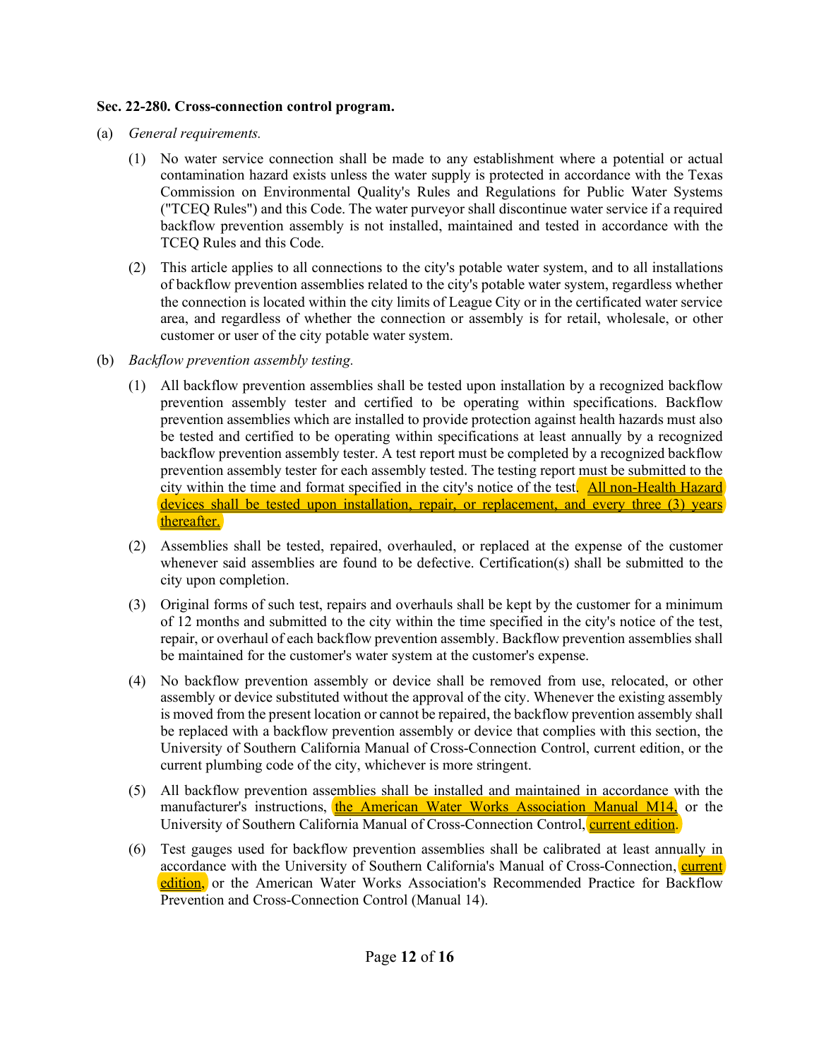**Sec. 22-280. Cross-connection control program.**

(a) *General requirements.*

(1) No water service connection shall be made to any establishment where a potential or actual contamination hazard exists unless the water supply is protected in accordance with the Texas Commission on Environmental Quality's Rules and Regulations for Public Water Systems ("TCEQ Rules") and this Code. The water purveyor shall discontinue water service if a required backflow prevention assembly is not installed, maintained and tested in accordance with the TCEQ Rules and this Code.

(2) This article applies to all connections to the city's potable water system, and to all installations of backflow prevention assemblies related to the city's potable water system, regardless whether the connection is located within the city limits of League City or in the certificated water service area, and regardless of whether the connection or assembly is for retail, wholesale, or other customer or user of the city potable water system.

(b) *Backflow prevention assembly testing.*

(1) All backflow prevention assemblies shall be tested upon installation by a recognized backflow prevention assembly tester and certified to be operating within specifications. Backflow prevention assemblies which are installed to provide protection against health hazards must also be tested and certified to be operating within specifications at least annually by a recognized backflow prevention assembly tester. A test report must be completed by a recognized backflow prevention assembly tester for each assembly tested. The testing report must be submitted to the city within the time and format specified in the city's notice of the test. All non-Health Hazard devices shall be tested upon installation, repair, or replacement, and every three (3) years thereafter.

(2) Assemblies shall be tested, repaired, overhauled, or replaced at the expense of the customer whenever said assemblies are found to be defective. Certification(s) shall be submitted to the city upon completion.

(3) Original forms of such test, repairs and overhauls shall be kept by the customer for a minimum of 12 months and submitted to the city within the time specified in the city's notice of the test, repair, or overhaul of each backflow prevention assembly. Backflow prevention assemblies shall be maintained for the customer's water system at the customer's expense.

(4) No backflow prevention assembly or device shall be removed from use, relocated, or other assembly or device substituted without the approval of the city. Whenever the existing assembly is moved from the present location or cannot be repaired, the backflow prevention assembly shall be replaced with a backflow prevention assembly or device that complies with this section, the University of Southern California Manual of Cross-Connection Control, current edition, or the current plumbing code of the city, whichever is more stringent.

(5) All backflow prevention assemblies shall be installed and maintained in accordance with the manufacturer's instructions, the American Water Works Association Manual M14, or the University of Southern California Manual of Cross-Connection Control, current edition.

(6) Test gauges used for backflow prevention assemblies shall be calibrated at least annually in accordance with the University of Southern California's Manual of Cross-Connection, current edition, or the American Water Works Association's Recommended Practice for Backflow Prevention and Cross-Connection Control (Manual 14).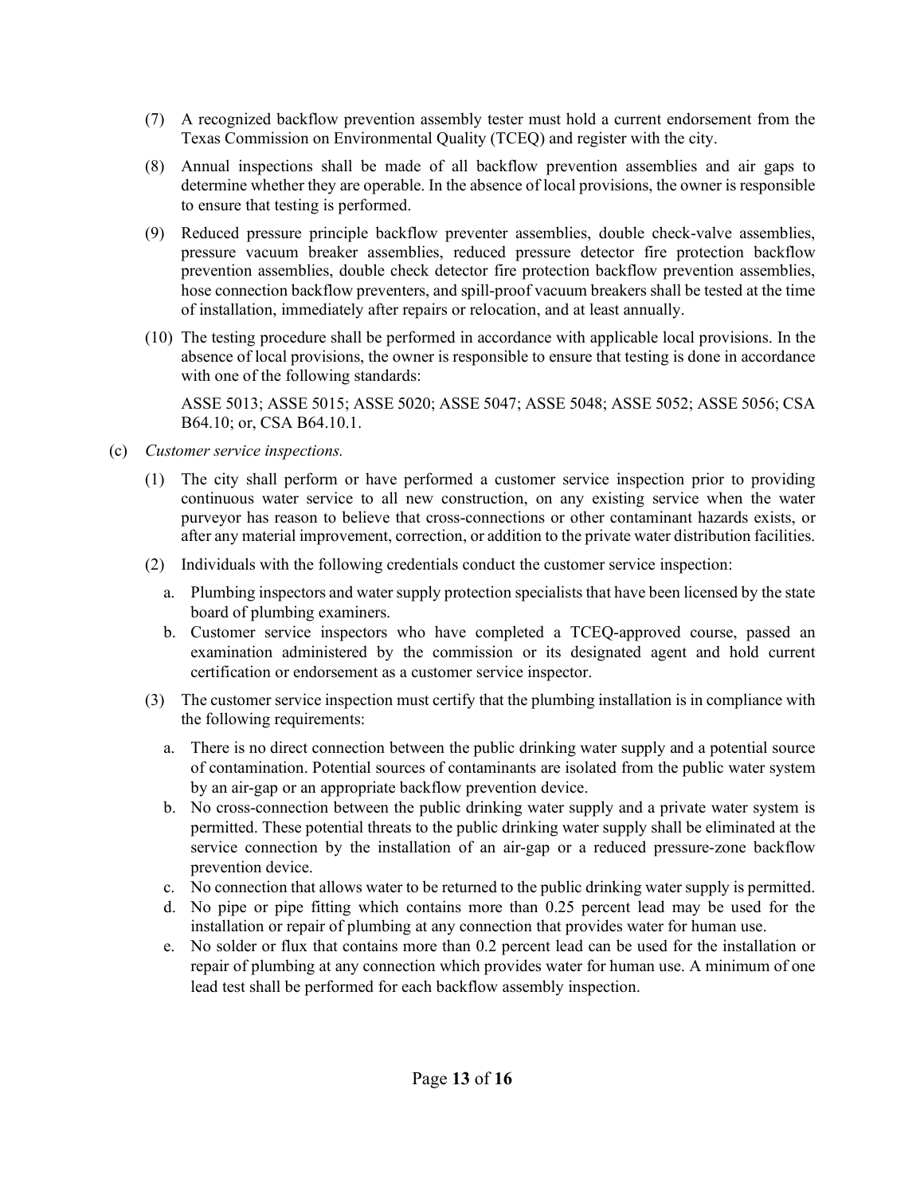(7) A recognized backflow prevention assembly tester must hold a current endorsement from the Texas Commission on Environmental Quality (TCEQ) and register with the city.

(8) Annual inspections shall be made of all backflow prevention assemblies and air gaps to determine whether they are operable. In the absence of local provisions, the owner is responsible to ensure that testing is performed.

(9) Reduced pressure principle backflow preventer assemblies, double check-valve assemblies, pressure vacuum breaker assemblies, reduced pressure detector fire protection backflow prevention assemblies, double check detector fire protection backflow prevention assemblies, hose connection backflow preventers, and spill-proof vacuum breakers shall be tested at the time of installation, immediately after repairs or relocation, and at least annually.

(10) The testing procedure shall be performed in accordance with applicable local provisions. In the absence of local provisions, the owner is responsible to ensure that testing is done in accordance with one of the following standards:

ASSE 5013; ASSE 5015; ASSE 5020; ASSE 5047; ASSE 5048; ASSE 5052; ASSE 5056; CSA B64.10; or, CSA B64.10.1.

(c) *Customer service inspections.*

(1) The city shall perform or have performed a customer service inspection prior to providing continuous water service to all new construction, on any existing service when the water purveyor has reason to believe that cross-connections or other contaminant hazards exists, or after any material improvement, correction, or addition to the private water distribution facilities.

(2) Individuals with the following credentials conduct the customer service inspection:

a. Plumbing inspectors and water supply protection specialists that have been licensed by the state board of plumbing examiners.
b. Customer service inspectors who have completed a TCEQ-approved course, passed an examination administered by the commission or its designated agent and hold current certification or endorsement as a customer service inspector.

(3) The customer service inspection must certify that the plumbing installation is in compliance with the following requirements:

a. There is no direct connection between the public drinking water supply and a potential source of contamination. Potential sources of contaminants are isolated from the public water system by an air-gap or an appropriate backflow prevention device.
b. No cross-connection between the public drinking water supply and a private water system is permitted. These potential threats to the public drinking water supply shall be eliminated at the service connection by the installation of an air-gap or a reduced pressure-zone backflow prevention device.
c. No connection that allows water to be returned to the public drinking water supply is permitted.
d. No pipe or pipe fitting which contains more than 0.25 percent lead may be used for the installation or repair of plumbing at any connection that provides water for human use.
e. No solder or flux that contains more than 0.2 percent lead can be used for the installation or repair of plumbing at any connection which provides water for human use. A minimum of one lead test shall be performed for each backflow assembly inspection.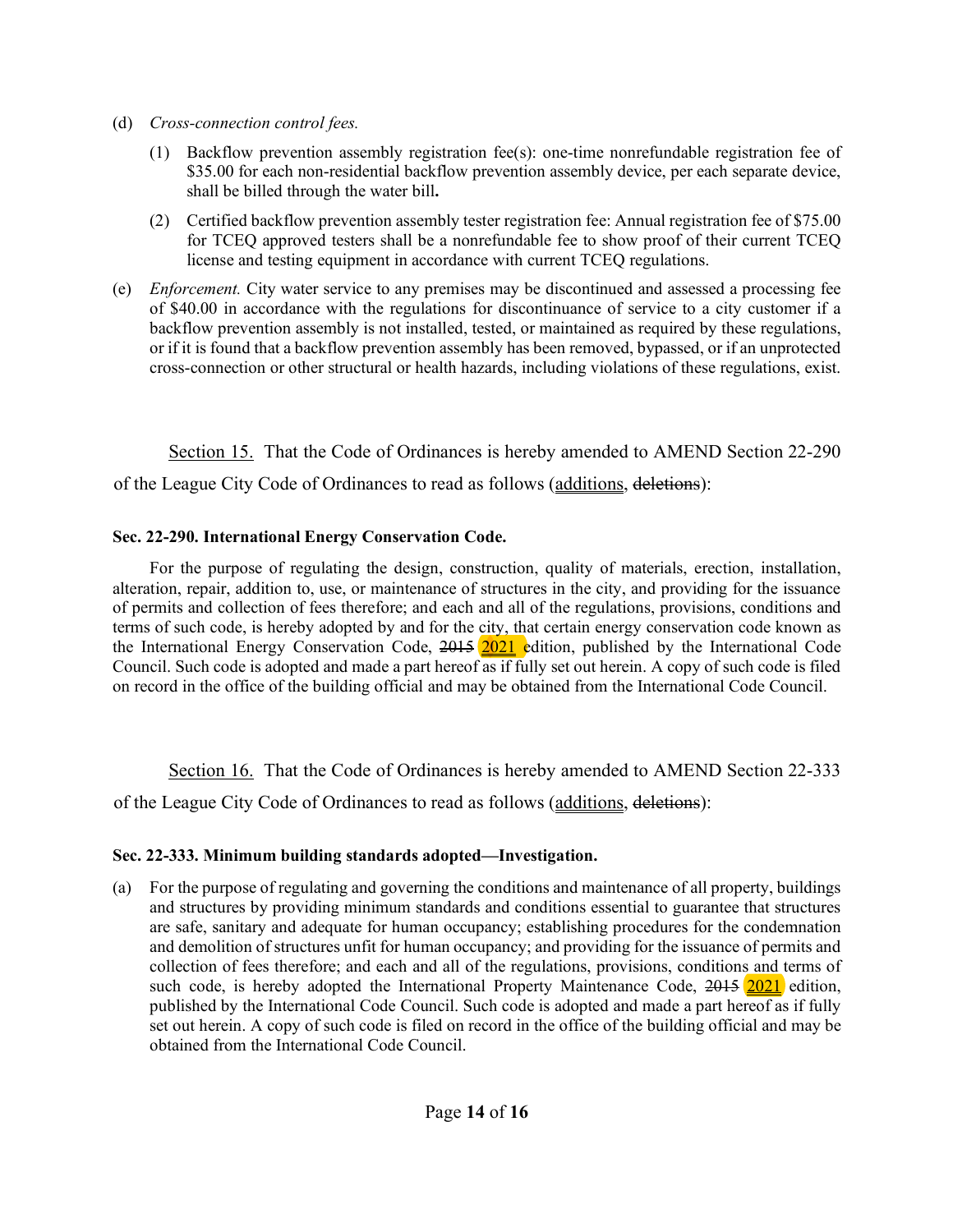(d) *Cross-connection control fees.*

(1) Backflow prevention assembly registration fee(s): one-time nonrefundable registration fee of $35.00 for each non-residential backflow prevention assembly device, per each separate device, shall be billed through the water bill**.**

(2) Certified backflow prevention assembly tester registration fee: Annual registration fee of $75.00 for TCEQ approved testers shall be a nonrefundable fee to show proof of their current TCEQ license and testing equipment in accordance with current TCEQ regulations.

(e) *Enforcement.* City water service to any premises may be discontinued and assessed a processing fee of $40.00 in accordance with the regulations for discontinuance of service to a city customer if a backflow prevention assembly is not installed, tested, or maintained as required by these regulations, or if it is found that a backflow prevention assembly has been removed, bypassed, or if an unprotected cross-connection or other structural or health hazards, including violations of these regulations, exist.

<u>Section 15.</u> That the Code of Ordinances is hereby amended to AMEND Section 22-290 of the League City Code of Ordinances to read as follows (<u>additions</u>, ~~deletions~~):

**Sec. 22-290. International Energy Conservation Code.**

For the purpose of regulating the design, construction, quality of materials, erection, installation, alteration, repair, addition to, use, or maintenance of structures in the city, and providing for the issuance of permits and collection of fees therefore; and each and all of the regulations, provisions, conditions and terms of such code, is hereby adopted by and for the city, that certain energy conservation code known as the International Energy Conservation Code, ~~2015~~ <u>2021</u> edition, published by the International Code Council. Such code is adopted and made a part hereof as if fully set out herein. A copy of such code is filed on record in the office of the building official and may be obtained from the International Code Council.

<u>Section 16.</u> That the Code of Ordinances is hereby amended to AMEND Section 22-333 of the League City Code of Ordinances to read as follows (<u>additions</u>, ~~deletions~~):

**Sec. 22-333. Minimum building standards adopted—Investigation.**

(a) For the purpose of regulating and governing the conditions and maintenance of all property, buildings and structures by providing minimum standards and conditions essential to guarantee that structures are safe, sanitary and adequate for human occupancy; establishing procedures for the condemnation and demolition of structures unfit for human occupancy; and providing for the issuance of permits and collection of fees therefore; and each and all of the regulations, provisions, conditions and terms of such code, is hereby adopted the International Property Maintenance Code, ~~2015~~ <u>2021</u> edition, published by the International Code Council. Such code is adopted and made a part hereof as if fully set out herein. A copy of such code is filed on record in the office of the building official and may be obtained from the International Code Council.